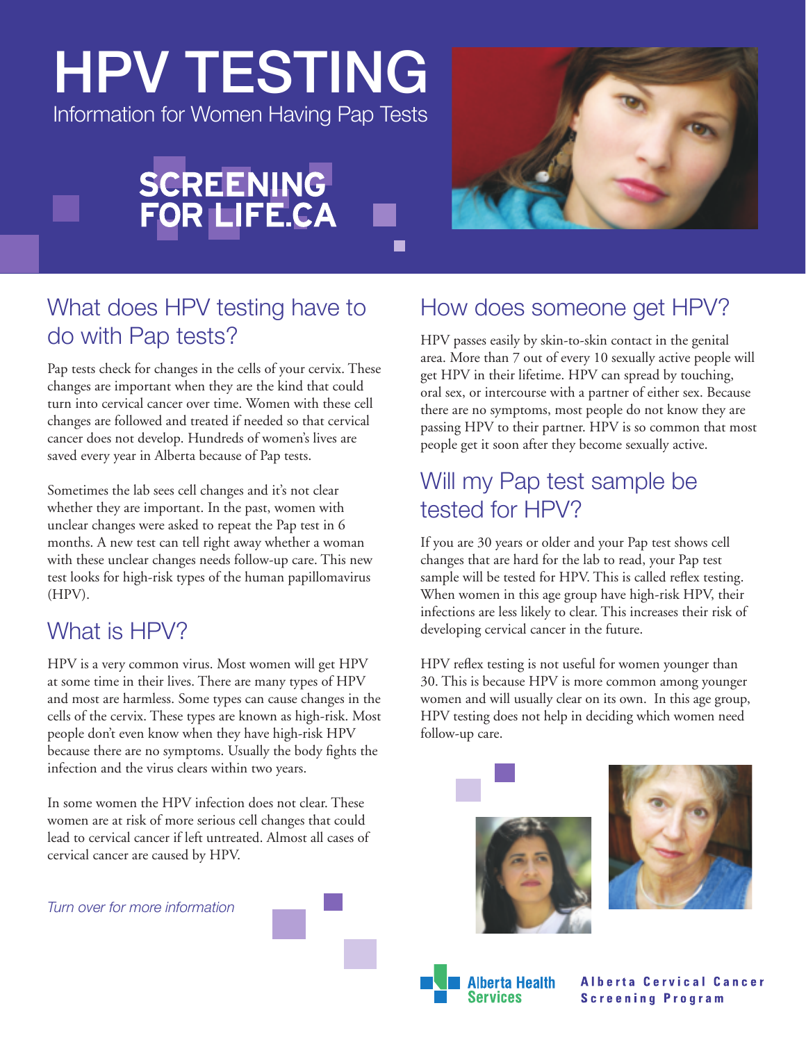# HPV TESTING

Information for Women Having Pap Tests

SCREENING FOR LIFE.CA

## What does HPV testing have to do with Pap tests?

Pap tests check for changes in the cells of your cervix. These changes are important when they are the kind that could turn into cervical cancer over time. Women with these cell changes are followed and treated if needed so that cervical cancer does not develop. Hundreds of women's lives are saved every year in Alberta because of Pap tests.

Sometimes the lab sees cell changes and it's not clear whether they are important. In the past, women with unclear changes were asked to repeat the Pap test in 6 months. A new test can tell right away whether a woman with these unclear changes needs follow-up care. This new test looks for high-risk types of the human papillomavirus (HPV).

## What is HPV?

HPV is a very common virus. Most women will get HPV at some time in their lives. There are many types of HPV and most are harmless. Some types can cause changes in the cells of the cervix. These types are known as high-risk. Most people don't even know when they have high-risk HPV because there are no symptoms. Usually the body fights the infection and the virus clears within two years.

In some women the HPV infection does not clear. These women are at risk of more serious cell changes that could lead to cervical cancer if left untreated. Almost all cases of cervical cancer are caused by HPV.

*Turn over for more information*

## How does someone get HPV?

HPV passes easily by skin-to-skin contact in the genital area. More than 7 out of every 10 sexually active people will get HPV in their lifetime. HPV can spread by touching, oral sex, or intercourse with a partner of either sex. Because there are no symptoms, most people do not know they are passing HPV to their partner. HPV is so common that most people get it soon after they become sexually active.

## Will my Pap test sample be tested for HPV?

If you are 30 years or older and your Pap test shows cell changes that are hard for the lab to read, your Pap test sample will be tested for HPV. This is called reflex testing. When women in this age group have high-risk HPV, their infections are less likely to clear. This increases their risk of developing cervical cancer in the future.

HPV reflex testing is not useful for women younger than 30. This is because HPV is more common among younger women and will usually clear on its own. In this age group, HPV testing does not help in deciding which women need follow-up care.

Alberta Health Services

Alberta Cervical Cancer Screening Program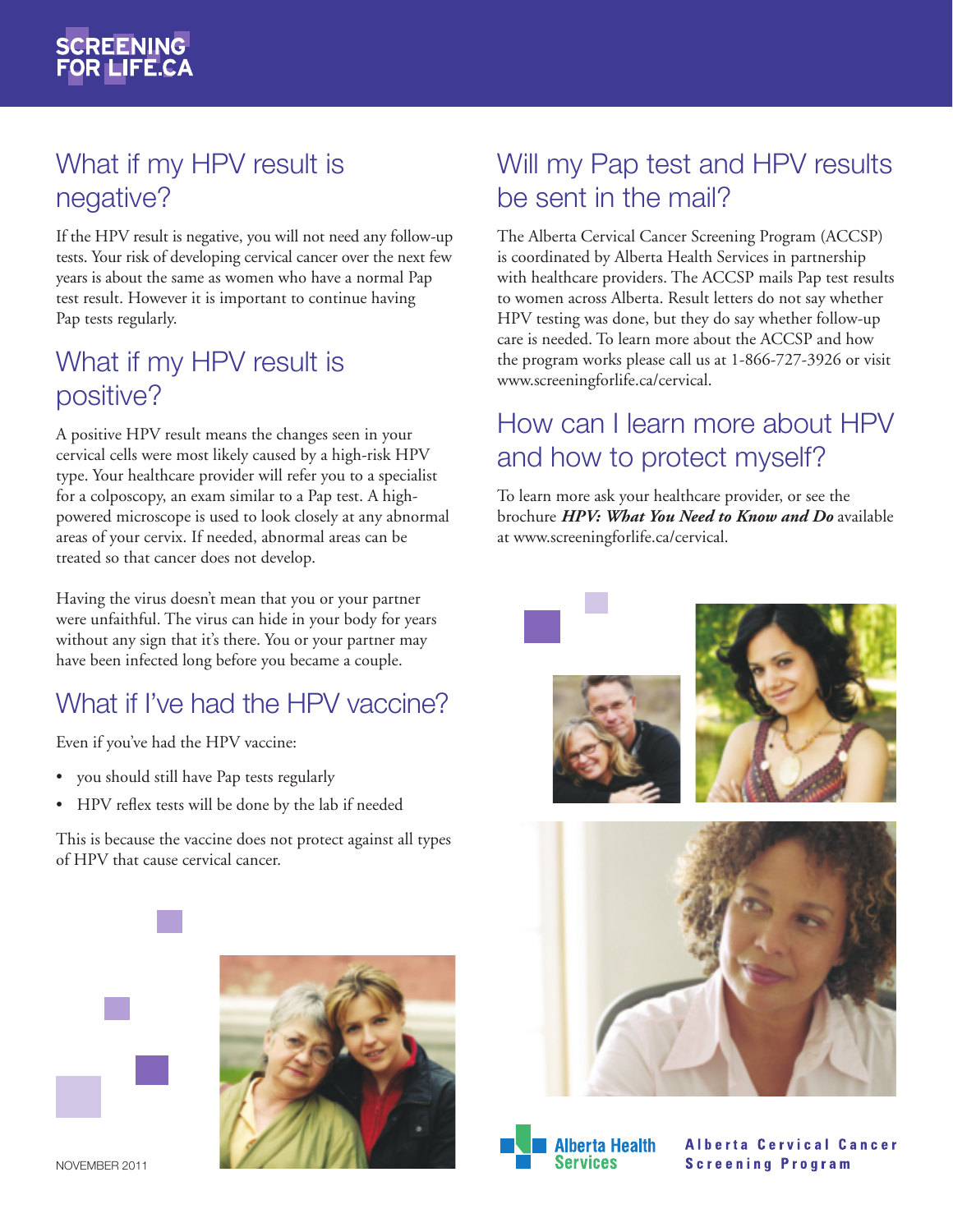## What if my HPV result is negative?

If the HPV result is negative, you will not need any follow-up tests. Your risk of developing cervical cancer over the next few years is about the same as women who have a normal Pap test result. However it is important to continue having Pap tests regularly.

## What if my HPV result is positive?

A positive HPV result means the changes seen in your cervical cells were most likely caused by a high-risk HPV type. Your healthcare provider will refer you to a specialist for a colposcopy, an exam similar to a Pap test. A high-powered microscope is used to look closely at any abnormal areas of your cervix. If needed, abnormal areas can be treated so that cancer does not develop.

Having the virus doesn't mean that you or your partner were unfaithful. The virus can hide in your body for years without any sign that it's there. You or your partner may have been infected long before you became a couple.

## What if I've had the HPV vaccine?

Even if you've had the HPV vaccine:

- you should still have Pap tests regularly
- HPV reflex tests will be done by the lab if needed

This is because the vaccine does not protect against all types of HPV that cause cervical cancer.

## Will my Pap test and HPV results be sent in the mail?

The Alberta Cervical Cancer Screening Program (ACCSP) is coordinated by Alberta Health Services in partnership with healthcare providers. The ACCSP mails Pap test results to women across Alberta. Result letters do not say whether HPV testing was done, but they do say whether follow-up care is needed. To learn more about the ACCSP and how the program works please call us at 1-866-727-3926 or visit www.screeningforlife.ca/cervical.

## How can I learn more about HPV and how to protect myself?

To learn more ask your healthcare provider, or see the brochure ***HPV: What You Need to Know and Do*** available at www.screeningforlife.ca/cervical.

Alberta Health Services

Alberta Cervical Cancer Screening Program

NOVEMBER 2011